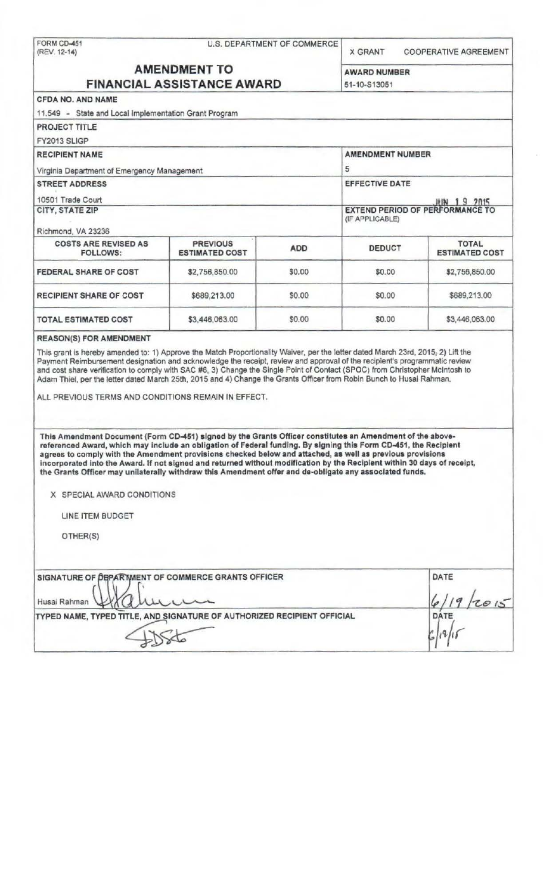FORM CD-451
(REV. 12-14)

U.S. DEPARTMENT OF COMMERCE

X GRANT COOPERATIVE AGREEMENT

# AMENDMENT TO FINANCIAL ASSISTANCE AWARD

**AWARD NUMBER**
51-10-S13051

**CFDA NO. AND NAME**
11.549 - State and Local Implementation Grant Program

**PROJECT TITLE**
FY2013 SLIGP

**RECIPIENT NAME**
Virginia Department of Emergency Management

**AMENDMENT NUMBER**
5

**STREET ADDRESS**
10501 Trade Court

**EFFECTIVE DATE**
JUN 19 2015

**CITY, STATE ZIP**
Richmond, VA 23236

**EXTEND PERIOD OF PERFORMANCE TO (IF APPLICABLE)**

| COSTS ARE REVISED AS FOLLOWS: | PREVIOUS ESTIMATED COST | ADD | DEDUCT | TOTAL ESTIMATED COST |
|---|---|---|---|---|
| FEDERAL SHARE OF COST | $2,756,850.00 | $0.00 | $0.00 | $2,756,850.00 |
| RECIPIENT SHARE OF COST | $689,213.00 | $0.00 | $0.00 | $689,213.00 |
| TOTAL ESTIMATED COST | $3,446,063.00 | $0.00 | $0.00 | $3,446,063.00 |

**REASON(S) FOR AMENDMENT**

This grant is hereby amended to: 1) Approve the Match Proportionality Waiver, per the letter dated March 23rd, 2015; 2) Lift the Payment Reimbursement designation and acknowledge the receipt, review and approval of the recipient's programmatic review and cost share verification to comply with SAC #6, 3) Change the Single Point of Contact (SPOC) from Christopher McIntosh to Adam Thiel, per the letter dated March 25th, 2015 and 4) Change the Grants Officer from Robin Bunch to Husai Rahman.

ALL PREVIOUS TERMS AND CONDITIONS REMAIN IN EFFECT.

**This Amendment Document (Form CD-451) signed by the Grants Officer constitutes an Amendment of the above-referenced Award, which may include an obligation of Federal funding. By signing this Form CD-451, the Recipient agrees to comply with the Amendment provisions checked below and attached, as well as previous provisions incorporated into the Award. If not signed and returned without modification by the Recipient within 30 days of receipt, the Grants Officer may unilaterally withdraw this Amendment offer and de-obligate any associated funds.**

X SPECIAL AWARD CONDITIONS

LINE ITEM BUDGET

OTHER(S)

**SIGNATURE OF DEPARTMENT OF COMMERCE GRANTS OFFICER**
Husai Rahman

**DATE**
6/19/2015

**TYPED NAME, TYPED TITLE, AND SIGNATURE OF AUTHORIZED RECIPIENT OFFICIAL**

**DATE**
6/19/15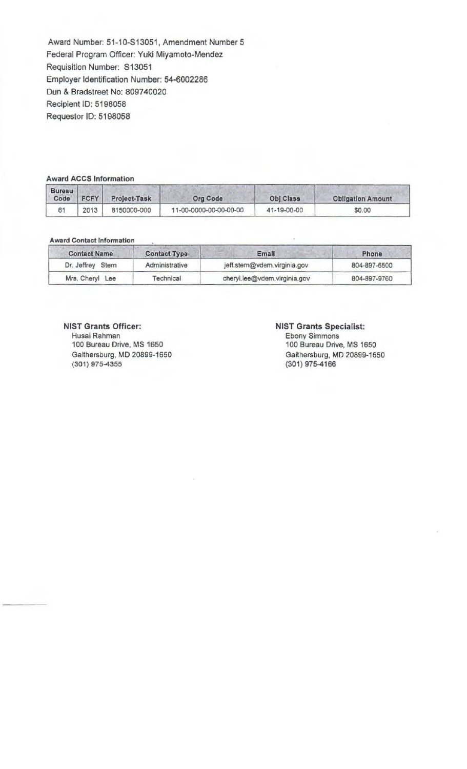Award Number: 51-10-S13051, Amendment Number 5
Federal Program Officer: Yuki Miyamoto-Mendez
Requisition Number: S13051
Employer Identification Number: 54-6002286
Dun & Bradstreet No: 809740020
Recipient ID: 5198058
Requestor ID: 5198058

**Award ACCS Information**

| Bureau Code | FCFY | Project-Task | Org Code | Obj Class | Obligation Amount |
|---|---|---|---|---|---|
| 61 | 2013 | 8150000-000 | 11-00-0000-00-00-00-00 | 41-19-00-00 | $0.00 |

**Award Contact Information**

| Contact Name | Contact Type | Email | Phone |
|---|---|---|---|
| Dr. Jeffrey Stern | Administrative | jeff.stern@vdem.virginia.gov | 804-897-6500 |
| Mrs. Cheryl Lee | Technical | cheryl.lee@vdem.virginia.gov | 804-897-9760 |

**NIST Grants Officer:**
Husai Rahman
100 Bureau Drive, MS 1650
Gaithersburg, MD 20899-1650
(301) 975-4355

**NIST Grants Specialist:**
Ebony Simmons
100 Bureau Drive, MS 1650
Gaithersburg, MD 20899-1650
(301) 975-4166